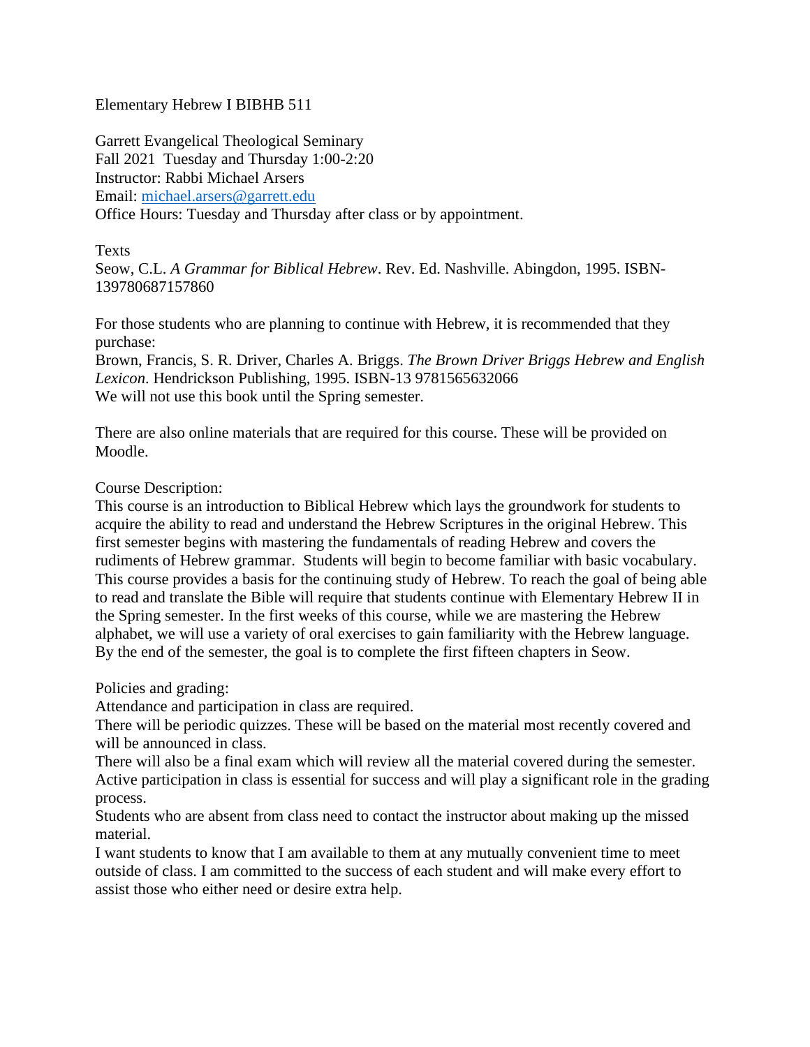Elementary Hebrew I BIBHB 511

Garrett Evangelical Theological Seminary
Fall 2021 Tuesday and Thursday 1:00-2:20
Instructor: Rabbi Michael Arsers
Email: michael.arsers@garrett.edu
Office Hours: Tuesday and Thursday after class or by appointment.

Texts
Seow, C.L. *A Grammar for Biblical Hebrew*. Rev. Ed. Nashville. Abingdon, 1995. ISBN-139780687157860

For those students who are planning to continue with Hebrew, it is recommended that they purchase:
Brown, Francis, S. R. Driver, Charles A. Briggs. *The Brown Driver Briggs Hebrew and English Lexicon*. Hendrickson Publishing, 1995. ISBN-13 9781565632066
We will not use this book until the Spring semester.

There are also online materials that are required for this course. These will be provided on Moodle.

Course Description:
This course is an introduction to Biblical Hebrew which lays the groundwork for students to acquire the ability to read and understand the Hebrew Scriptures in the original Hebrew. This first semester begins with mastering the fundamentals of reading Hebrew and covers the rudiments of Hebrew grammar. Students will begin to become familiar with basic vocabulary. This course provides a basis for the continuing study of Hebrew. To reach the goal of being able to read and translate the Bible will require that students continue with Elementary Hebrew II in the Spring semester. In the first weeks of this course, while we are mastering the Hebrew alphabet, we will use a variety of oral exercises to gain familiarity with the Hebrew language. By the end of the semester, the goal is to complete the first fifteen chapters in Seow.

Policies and grading:
Attendance and participation in class are required.
There will be periodic quizzes. These will be based on the material most recently covered and will be announced in class.
There will also be a final exam which will review all the material covered during the semester.
Active participation in class is essential for success and will play a significant role in the grading process.
Students who are absent from class need to contact the instructor about making up the missed material.
I want students to know that I am available to them at any mutually convenient time to meet outside of class. I am committed to the success of each student and will make every effort to assist those who either need or desire extra help.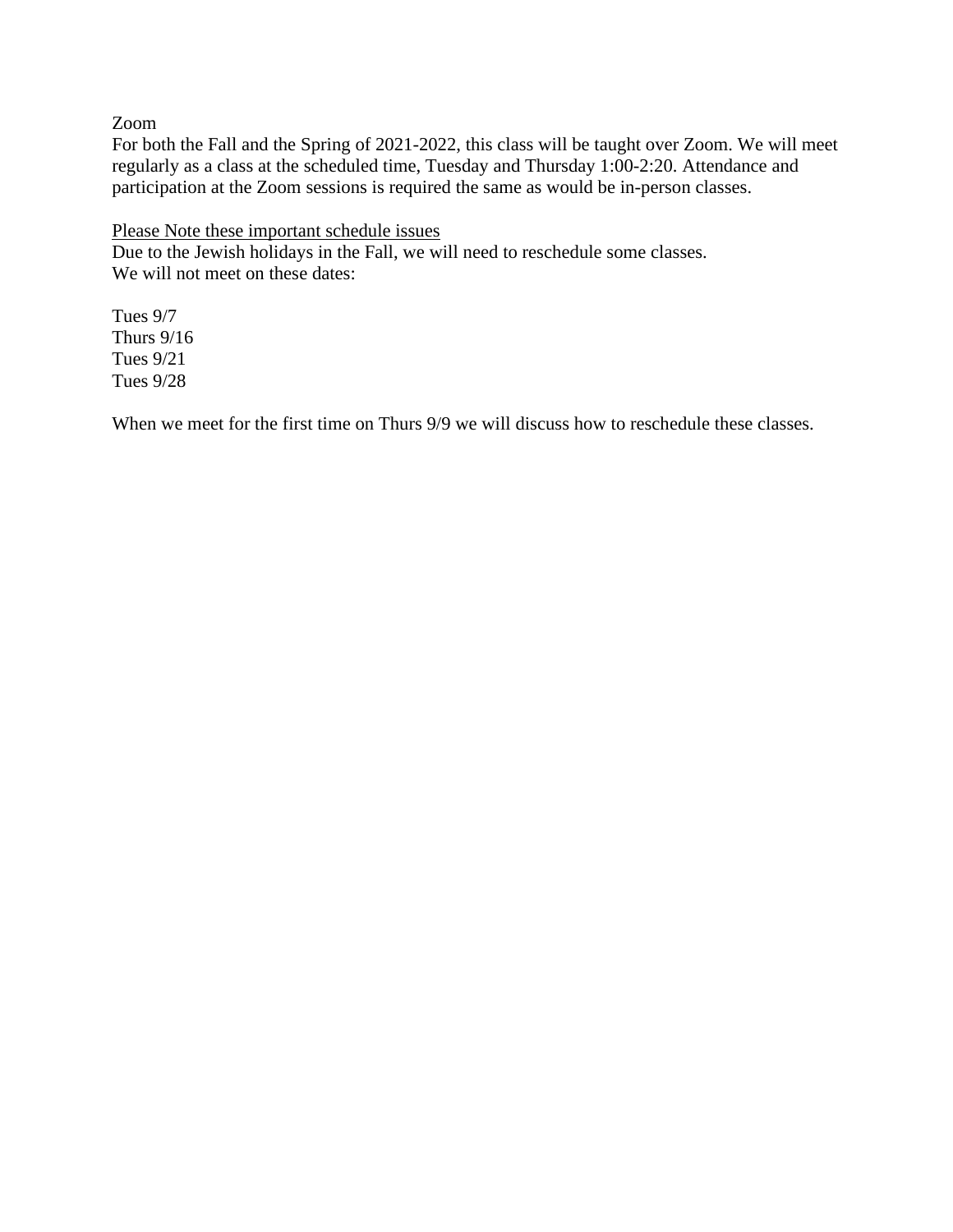Zoom

For both the Fall and the Spring of 2021-2022, this class will be taught over Zoom. We will meet regularly as a class at the scheduled time, Tuesday and Thursday 1:00-2:20. Attendance and participation at the Zoom sessions is required the same as would be in-person classes.

<u>Please Note these important schedule issues</u>

Due to the Jewish holidays in the Fall, we will need to reschedule some classes.
We will not meet on these dates:

Tues 9/7
Thurs 9/16
Tues 9/21
Tues 9/28

When we meet for the first time on Thurs 9/9 we will discuss how to reschedule these classes.